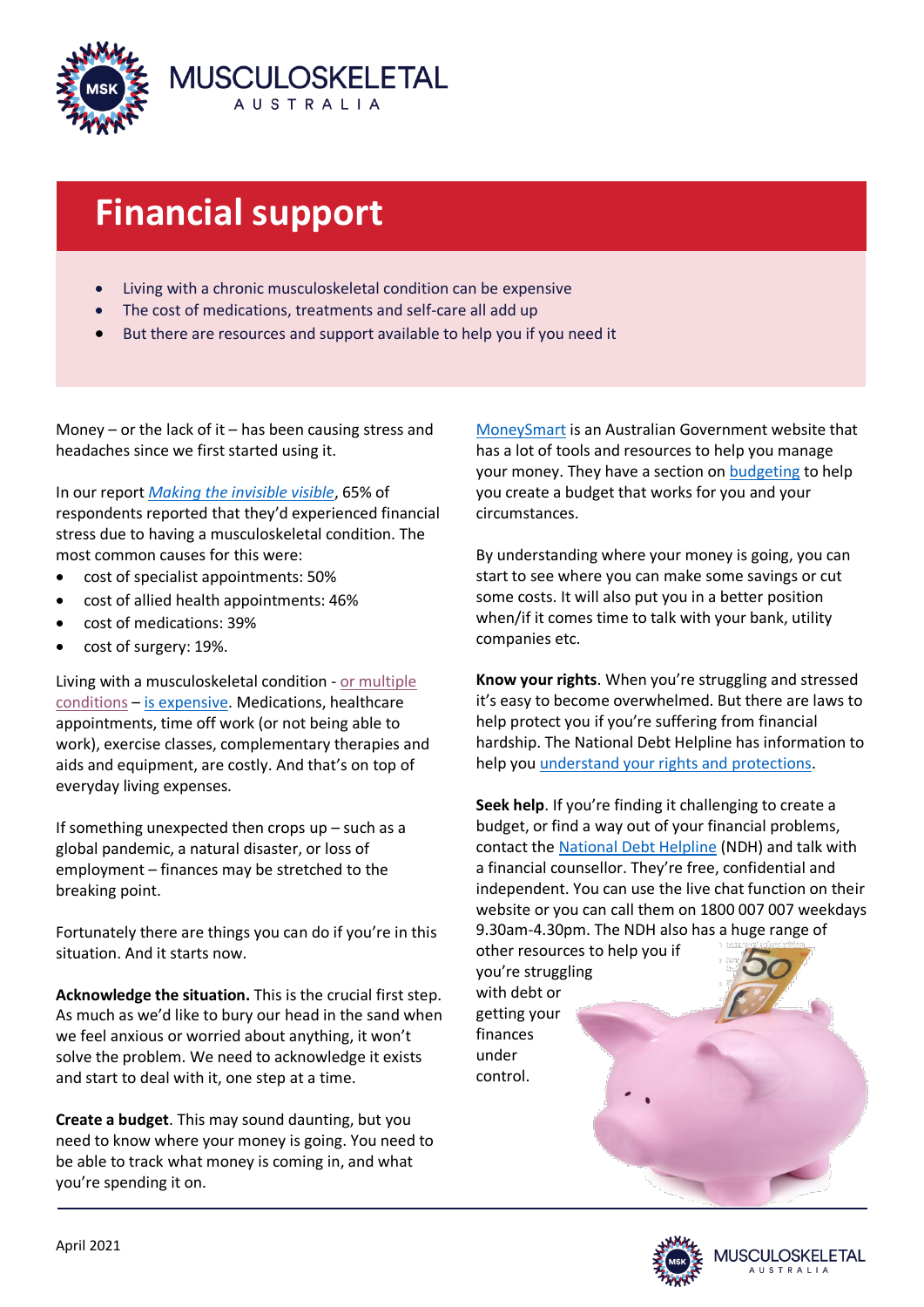# Financial support

- Living with a chronic musculoskeletal condition can be expensive
- The cost of medications, treatments and self-care all add up
- But there are resources and support available to help you if you need it

Money – or the lack of it – has been causing stress and headaches since we first started using it.

In our report *Making the invisible visible*, 65% of respondents reported that they'd experienced financial stress due to having a musculoskeletal condition. The most common causes for this were:

- cost of specialist appointments: 50%
- cost of allied health appointments: 46%
- cost of medications: 39%
- cost of surgery: 19%.

Living with a musculoskeletal condition - or multiple conditions – is expensive. Medications, healthcare appointments, time off work (or not being able to work), exercise classes, complementary therapies and aids and equipment, are costly. And that's on top of everyday living expenses.

If something unexpected then crops up – such as a global pandemic, a natural disaster, or loss of employment – finances may be stretched to the breaking point.

Fortunately there are things you can do if you're in this situation. And it starts now.

**Acknowledge the situation.** This is the crucial first step. As much as we'd like to bury our head in the sand when we feel anxious or worried about anything, it won't solve the problem. We need to acknowledge it exists and start to deal with it, one step at a time.

**Create a budget**. This may sound daunting, but you need to know where your money is going. You need to be able to track what money is coming in, and what you're spending it on.

MoneySmart is an Australian Government website that has a lot of tools and resources to help you manage your money. They have a section on budgeting to help you create a budget that works for you and your circumstances.

By understanding where your money is going, you can start to see where you can make some savings or cut some costs. It will also put you in a better position when/if it comes time to talk with your bank, utility companies etc.

**Know your rights**. When you're struggling and stressed it's easy to become overwhelmed. But there are laws to help protect you if you're suffering from financial hardship. The National Debt Helpline has information to help you understand your rights and protections.

**Seek help**. If you're finding it challenging to create a budget, or find a way out of your financial problems, contact the National Debt Helpline (NDH) and talk with a financial counsellor. They're free, confidential and independent. You can use the live chat function on their website or you can call them on 1800 007 007 weekdays 9.30am-4.30pm. The NDH also has a huge range of other resources to help you if you're struggling with debt or getting your finances under control.

April 2021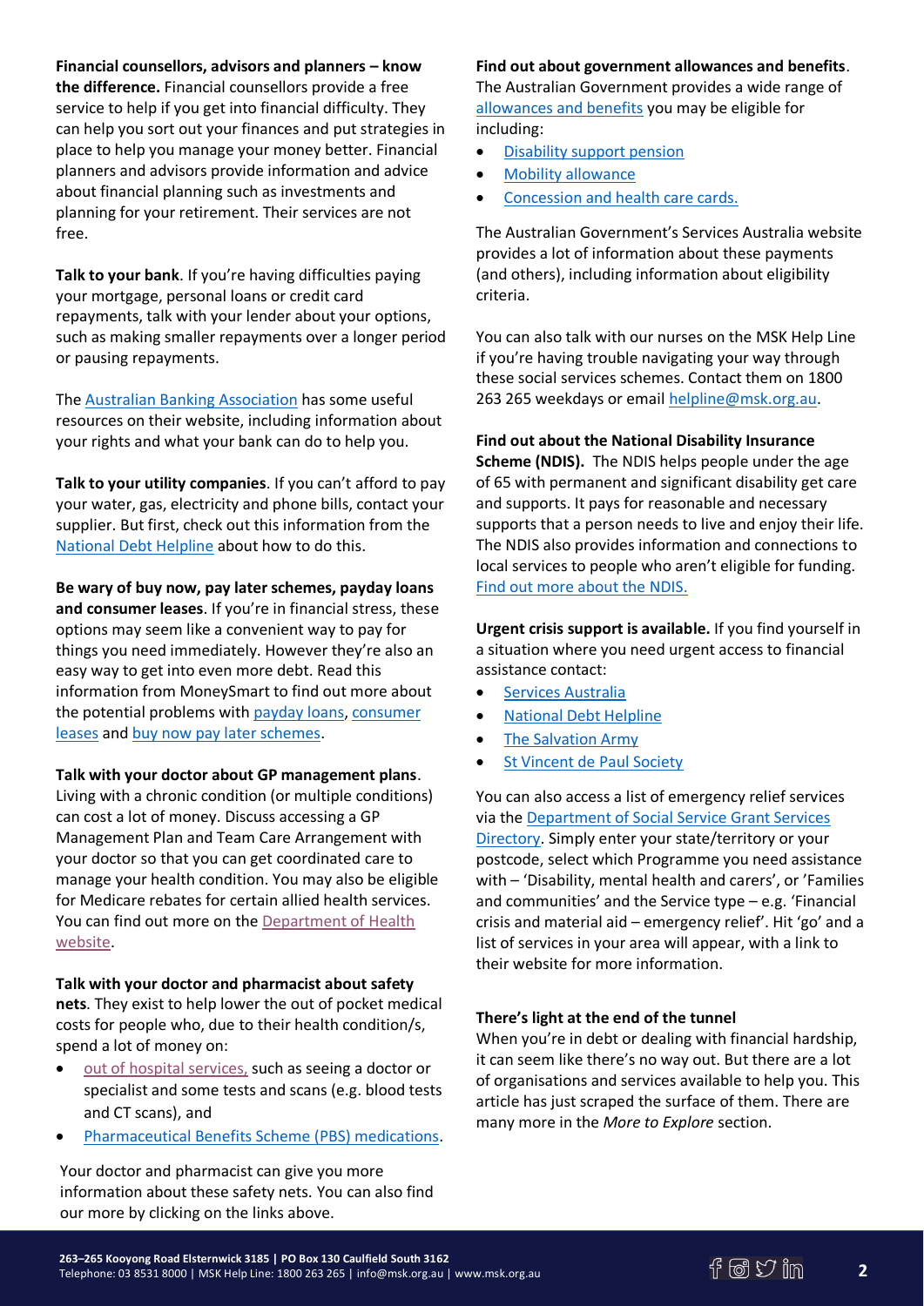**Financial counsellors, advisors and planners – know the difference.** Financial counsellors provide a free service to help if you get into financial difficulty. They can help you sort out your finances and put strategies in place to help you manage your money better. Financial planners and advisors provide information and advice about financial planning such as investments and planning for your retirement. Their services are not free.

**Talk to your bank**. If you're having difficulties paying your mortgage, personal loans or credit card repayments, talk with your lender about your options, such as making smaller repayments over a longer period or pausing repayments.

The Australian Banking Association has some useful resources on their website, including information about your rights and what your bank can do to help you.

**Talk to your utility companies**. If you can't afford to pay your water, gas, electricity and phone bills, contact your supplier. But first, check out this information from the National Debt Helpline about how to do this.

**Be wary of buy now, pay later schemes, payday loans and consumer leases**. If you're in financial stress, these options may seem like a convenient way to pay for things you need immediately. However they're also an easy way to get into even more debt. Read this information from MoneySmart to find out more about the potential problems with payday loans, consumer leases and buy now pay later schemes.

**Talk with your doctor about GP management plans**. Living with a chronic condition (or multiple conditions) can cost a lot of money. Discuss accessing a GP Management Plan and Team Care Arrangement with your doctor so that you can get coordinated care to manage your health condition. You may also be eligible for Medicare rebates for certain allied health services. You can find out more on the Department of Health website.

**Talk with your doctor and pharmacist about safety nets**. They exist to help lower the out of pocket medical costs for people who, due to their health condition/s, spend a lot of money on:

- out of hospital services, such as seeing a doctor or specialist and some tests and scans (e.g. blood tests and CT scans), and
- Pharmaceutical Benefits Scheme (PBS) medications.

Your doctor and pharmacist can give you more information about these safety nets. You can also find our more by clicking on the links above.

**Find out about government allowances and benefits**. The Australian Government provides a wide range of allowances and benefits you may be eligible for including:

- Disability support pension
- Mobility allowance
- Concession and health care cards.

The Australian Government's Services Australia website provides a lot of information about these payments (and others), including information about eligibility criteria.

You can also talk with our nurses on the MSK Help Line if you're having trouble navigating your way through these social services schemes. Contact them on 1800 263 265 weekdays or email helpline@msk.org.au.

**Find out about the National Disability Insurance Scheme (NDIS).** The NDIS helps people under the age of 65 with permanent and significant disability get care and supports. It pays for reasonable and necessary supports that a person needs to live and enjoy their life. The NDIS also provides information and connections to local services to people who aren't eligible for funding. Find out more about the NDIS.

**Urgent crisis support is available.** If you find yourself in a situation where you need urgent access to financial assistance contact:

- Services Australia
- National Debt Helpline
- The Salvation Army
- St Vincent de Paul Society

You can also access a list of emergency relief services via the Department of Social Service Grant Services Directory. Simply enter your state/territory or your postcode, select which Programme you need assistance with – 'Disability, mental health and carers', or 'Families and communities' and the Service type – e.g. 'Financial crisis and material aid – emergency relief'. Hit 'go' and a list of services in your area will appear, with a link to their website for more information.

**There's light at the end of the tunnel**

When you're in debt or dealing with financial hardship, it can seem like there's no way out. But there are a lot of organisations and services available to help you. This article has just scraped the surface of them. There are many more in the *More to Explore* section.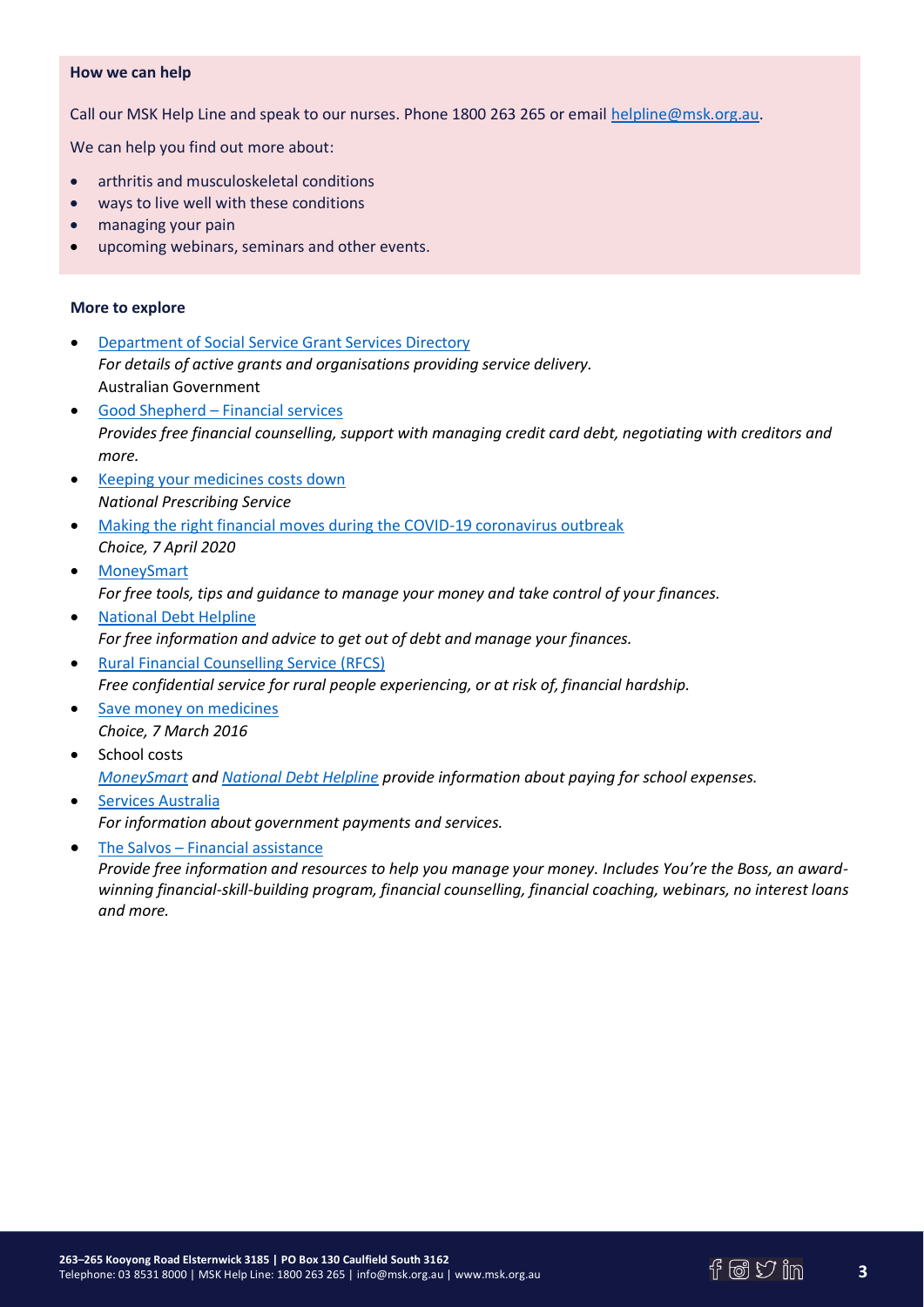**How we can help**

Call our MSK Help Line and speak to our nurses. Phone 1800 263 265 or email helpline@msk.org.au.

We can help you find out more about:

- arthritis and musculoskeletal conditions
- ways to live well with these conditions
- managing your pain
- upcoming webinars, seminars and other events.

**More to explore**

- Department of Social Service Grant Services Directory
  *For details of active grants and organisations providing service delivery.*
  Australian Government
- Good Shepherd – Financial services
  *Provides free financial counselling, support with managing credit card debt, negotiating with creditors and more.*
- Keeping your medicines costs down
  *National Prescribing Service*
- Making the right financial moves during the COVID-19 coronavirus outbreak
  *Choice, 7 April 2020*
- MoneySmart
  *For free tools, tips and guidance to manage your money and take control of your finances.*
- National Debt Helpline
  *For free information and advice to get out of debt and manage your finances.*
- Rural Financial Counselling Service (RFCS)
  *Free confidential service for rural people experiencing, or at risk of, financial hardship.*
- Save money on medicines
  *Choice, 7 March 2016*
- School costs
  *MoneySmart and National Debt Helpline provide information about paying for school expenses.*
- Services Australia
  *For information about government payments and services.*
- The Salvos – Financial assistance
  *Provide free information and resources to help you manage your money. Includes You're the Boss, an award-winning financial-skill-building program, financial counselling, financial coaching, webinars, no interest loans and more.*